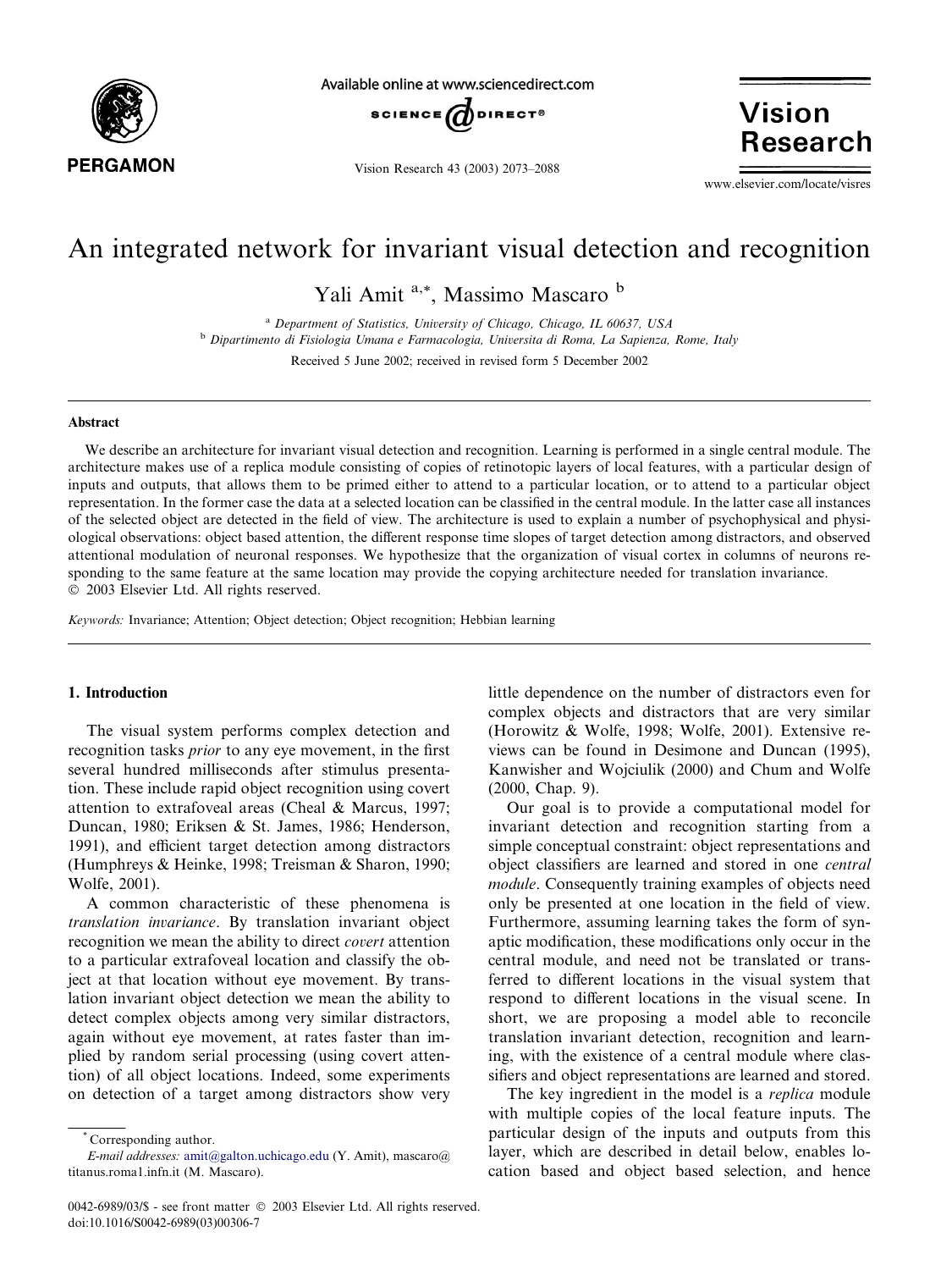# An integrated network for invariant visual detection and recognition

Yali Amit [a,*], Massimo Mascaro [b]

[a] Department of Statistics, University of Chicago, Chicago, IL 60637, USA

[b] Dipartimento di Fisiologia Umana e Farmacologia, Universita di Roma, La Sapienza, Rome, Italy

Received 5 June 2002; received in revised form 5 December 2002

## Abstract

We describe an architecture for invariant visual detection and recognition. Learning is performed in a single central module. The architecture makes use of a replica module consisting of copies of retinotopic layers of local features, with a particular design of inputs and outputs, that allows them to be primed either to attend to a particular location, or to attend to a particular object representation. In the former case the data at a selected location can be classified in the central module. In the latter case all instances of the selected object are detected in the field of view. The architecture is used to explain a number of psychophysical and physiological observations: object based attention, the different response time slopes of target detection among distractors, and observed attentional modulation of neuronal responses. We hypothesize that the organization of visual cortex in columns of neurons responding to the same feature at the same location may provide the copying architecture needed for translation invariance.

© 2003 Elsevier Ltd. All rights reserved.

*Keywords:* Invariance; Attention; Object detection; Object recognition; Hebbian learning

## 1. Introduction

The visual system performs complex detection and recognition tasks *prior* to any eye movement, in the first several hundred milliseconds after stimulus presentation. These include rapid object recognition using covert attention to extrafoveal areas (Cheal & Marcus, 1997; Duncan, 1980; Eriksen & St. James, 1986; Henderson, 1991), and efficient target detection among distractors (Humphreys & Heinke, 1998; Treisman & Sharon, 1990; Wolfe, 2001).

A common characteristic of these phenomena is *translation invariance*. By translation invariant object recognition we mean the ability to direct *covert* attention to a particular extrafoveal location and classify the object at that location without eye movement. By translation invariant object detection we mean the ability to detect complex objects among very similar distractors, again without eye movement, at rates faster than implied by random serial processing (using covert attention) of all object locations. Indeed, some experiments on detection of a target among distractors show very little dependence on the number of distractors even for complex objects and distractors that are very similar (Horowitz & Wolfe, 1998; Wolfe, 2001). Extensive reviews can be found in Desimone and Duncan (1995), Kanwisher and Wojciulik (2000) and Chum and Wolfe (2000, Chap. 9).

Our goal is to provide a computational model for invariant detection and recognition starting from a simple conceptual constraint: object representations and object classifiers are learned and stored in one *central module*. Consequently training examples of objects need only be presented at one location in the field of view. Furthermore, assuming learning takes the form of synaptic modification, these modifications only occur in the central module, and need not be translated or transferred to different locations in the visual system that respond to different locations in the visual scene. In short, we are proposing a model able to reconcile translation invariant detection, recognition and learning, with the existence of a central module where classifiers and object representations are learned and stored.

The key ingredient in the model is a *replica* module with multiple copies of the local feature inputs. The particular design of the inputs and outputs from this layer, which are described in detail below, enables location based and object based selection, and hence

---

\* Corresponding author.

*E-mail addresses:* amit@galton.uchicago.edu (Y. Amit), mascaro@titanus.roma1.infn.it (M. Mascaro).

0042-6989/03/$ - see front matter © 2003 Elsevier Ltd. All rights reserved.
doi:10.1016/S0042-6989(03)00306-7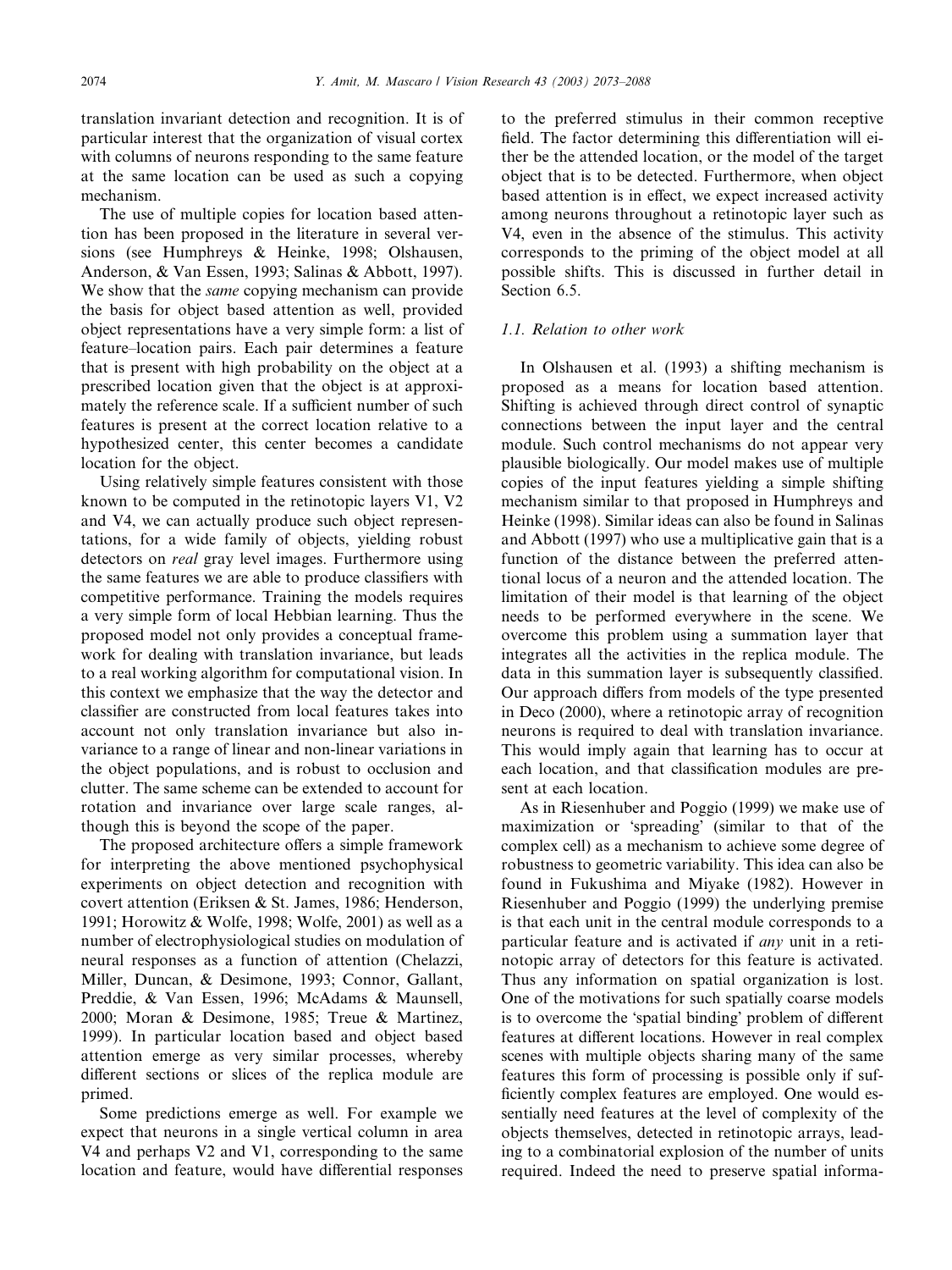translation invariant detection and recognition. It is of particular interest that the organization of visual cortex with columns of neurons responding to the same feature at the same location can be used as such a copying mechanism.

The use of multiple copies for location based attention has been proposed in the literature in several versions (see Humphreys & Heinke, 1998; Olshausen, Anderson, & Van Essen, 1993; Salinas & Abbott, 1997). We show that the *same* copying mechanism can provide the basis for object based attention as well, provided object representations have a very simple form: a list of feature–location pairs. Each pair determines a feature that is present with high probability on the object at a prescribed location given that the object is at approximately the reference scale. If a sufficient number of such features is present at the correct location relative to a hypothesized center, this center becomes a candidate location for the object.

Using relatively simple features consistent with those known to be computed in the retinotopic layers V1, V2 and V4, we can actually produce such object representations, for a wide family of objects, yielding robust detectors on *real* gray level images. Furthermore using the same features we are able to produce classifiers with competitive performance. Training the models requires a very simple form of local Hebbian learning. Thus the proposed model not only provides a conceptual framework for dealing with translation invariance, but leads to a real working algorithm for computational vision. In this context we emphasize that the way the detector and classifier are constructed from local features takes into account not only translation invariance but also invariance to a range of linear and non-linear variations in the object populations, and is robust to occlusion and clutter. The same scheme can be extended to account for rotation and invariance over large scale ranges, although this is beyond the scope of the paper.

The proposed architecture offers a simple framework for interpreting the above mentioned psychophysical experiments on object detection and recognition with covert attention (Eriksen & St. James, 1986; Henderson, 1991; Horowitz & Wolfe, 1998; Wolfe, 2001) as well as a number of electrophysiological studies on modulation of neural responses as a function of attention (Chelazzi, Miller, Duncan, & Desimone, 1993; Connor, Gallant, Preddie, & Van Essen, 1996; McAdams & Maunsell, 2000; Moran & Desimone, 1985; Treue & Martinez, 1999). In particular location based and object based attention emerge as very similar processes, whereby different sections or slices of the replica module are primed.

Some predictions emerge as well. For example we expect that neurons in a single vertical column in area V4 and perhaps V2 and V1, corresponding to the same location and feature, would have differential responses to the preferred stimulus in their common receptive field. The factor determining this differentiation will either be the attended location, or the model of the target object that is to be detected. Furthermore, when object based attention is in effect, we expect increased activity among neurons throughout a retinotopic layer such as V4, even in the absence of the stimulus. This activity corresponds to the priming of the object model at all possible shifts. This is discussed in further detail in Section 6.5.

### 1.1. Relation to other work

In Olshausen et al. (1993) a shifting mechanism is proposed as a means for location based attention. Shifting is achieved through direct control of synaptic connections between the input layer and the central module. Such control mechanisms do not appear very plausible biologically. Our model makes use of multiple copies of the input features yielding a simple shifting mechanism similar to that proposed in Humphreys and Heinke (1998). Similar ideas can also be found in Salinas and Abbott (1997) who use a multiplicative gain that is a function of the distance between the preferred attentional locus of a neuron and the attended location. The limitation of their model is that learning of the object needs to be performed everywhere in the scene. We overcome this problem using a summation layer that integrates all the activities in the replica module. The data in this summation layer is subsequently classified. Our approach differs from models of the type presented in Deco (2000), where a retinotopic array of recognition neurons is required to deal with translation invariance. This would imply again that learning has to occur at each location, and that classification modules are present at each location.

As in Riesenhuber and Poggio (1999) we make use of maximization or 'spreading' (similar to that of the complex cell) as a mechanism to achieve some degree of robustness to geometric variability. This idea can also be found in Fukushima and Miyake (1982). However in Riesenhuber and Poggio (1999) the underlying premise is that each unit in the central module corresponds to a particular feature and is activated if *any* unit in a retinotopic array of detectors for this feature is activated. Thus any information on spatial organization is lost. One of the motivations for such spatially coarse models is to overcome the 'spatial binding' problem of different features at different locations. However in real complex scenes with multiple objects sharing many of the same features this form of processing is possible only if sufficiently complex features are employed. One would essentially need features at the level of complexity of the objects themselves, detected in retinotopic arrays, leading to a combinatorial explosion of the number of units required. Indeed the need to preserve spatial informa-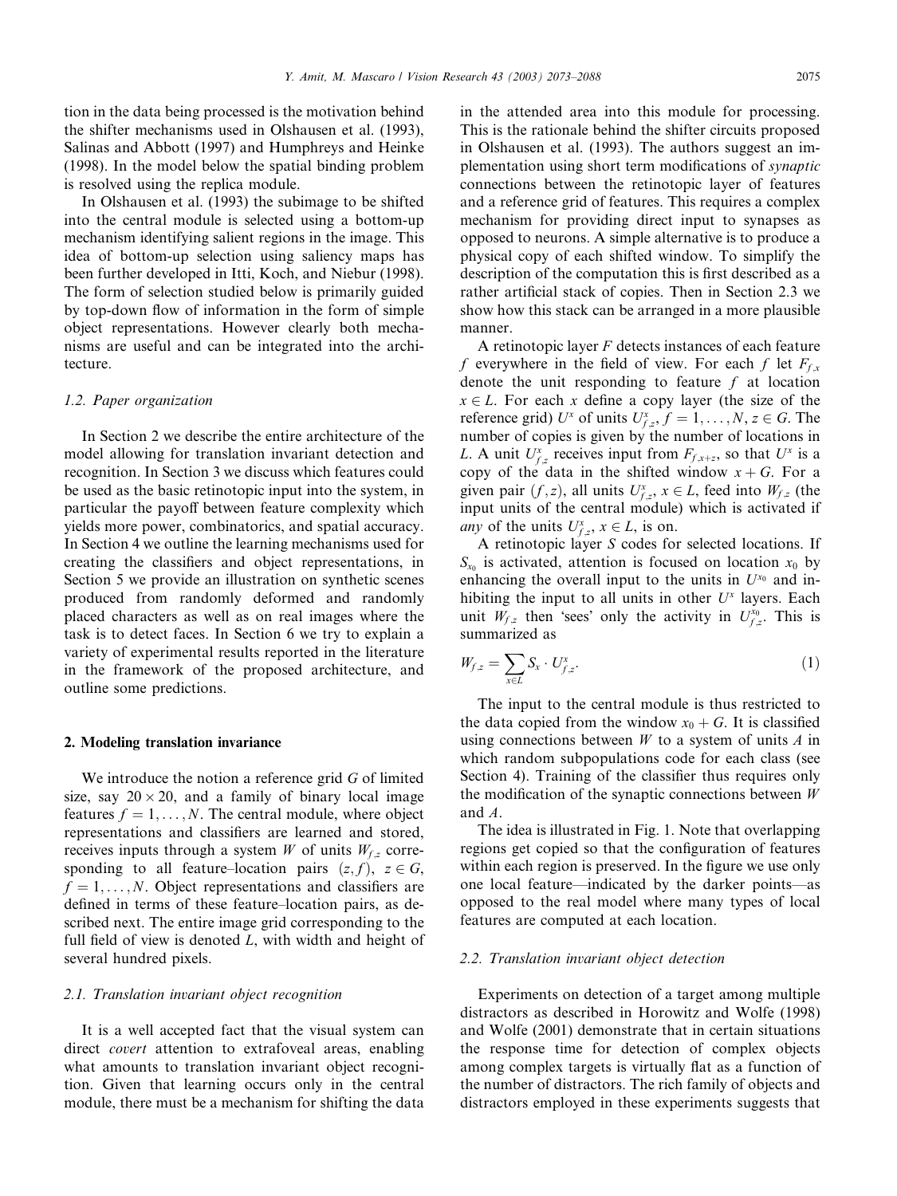tion in the data being processed is the motivation behind the shifter mechanisms used in Olshausen et al. (1993), Salinas and Abbott (1997) and Humphreys and Heinke (1998). In the model below the spatial binding problem is resolved using the replica module.

In Olshausen et al. (1993) the subimage to be shifted into the central module is selected using a bottom-up mechanism identifying salient regions in the image. This idea of bottom-up selection using saliency maps has been further developed in Itti, Koch, and Niebur (1998). The form of selection studied below is primarily guided by top-down flow of information in the form of simple object representations. However clearly both mechanisms are useful and can be integrated into the architecture.

### 1.2. Paper organization

In Section 2 we describe the entire architecture of the model allowing for translation invariant detection and recognition. In Section 3 we discuss which features could be used as the basic retinotopic input into the system, in particular the payoff between feature complexity which yields more power, combinatorics, and spatial accuracy. In Section 4 we outline the learning mechanisms used for creating the classifiers and object representations, in Section 5 we provide an illustration on synthetic scenes produced from randomly deformed and randomly placed characters as well as on real images where the task is to detect faces. In Section 6 we try to explain a variety of experimental results reported in the literature in the framework of the proposed architecture, and outline some predictions.

## 2. Modeling translation invariance

We introduce the notion a reference grid $G$ of limited size, say $20 \times 20$, and a family of binary local image features $f = 1, \dots, N$. The central module, where object representations and classifiers are learned and stored, receives inputs through a system $W$ of units $W_{f,z}$ corresponding to all feature–location pairs $(z, f)$, $z \in G$, $f = 1, \dots, N$. Object representations and classifiers are defined in terms of these feature–location pairs, as described next. The entire image grid corresponding to the full field of view is denoted $L$, with width and height of several hundred pixels.

### 2.1. Translation invariant object recognition

It is a well accepted fact that the visual system can direct *covert* attention to extrafoveal areas, enabling what amounts to translation invariant object recognition. Given that learning occurs only in the central module, there must be a mechanism for shifting the data in the attended area into this module for processing. This is the rationale behind the shifter circuits proposed in Olshausen et al. (1993). The authors suggest an implementation using short term modifications of *synaptic* connections between the retinotopic layer of features and a reference grid of features. This requires a complex mechanism for providing direct input to synapses as opposed to neurons. A simple alternative is to produce a physical copy of each shifted window. To simplify the description of the computation this is first described as a rather artificial stack of copies. Then in Section 2.3 we show how this stack can be arranged in a more plausible manner.

A retinotopic layer $F$ detects instances of each feature $f$ everywhere in the field of view. For each $f$ let $F_{f,x}$ denote the unit responding to feature $f$ at location $x \in L$. For each $x$ define a copy layer (the size of the reference grid) $U^x$ of units $U^x_{f,z}$, $f = 1, \dots, N$, $z \in G$. The number of copies is given by the number of locations in $L$. A unit $U^x_{f,z}$ receives input from $F_{f,x+z}$, so that $U^x$ is a copy of the data in the shifted window $x + G$. For a given pair $(f, z)$, all units $U^x_{f,z}$, $x \in L$, feed into $W_{f,z}$ (the input units of the central module) which is activated if *any* of the units $U^x_{f,z}$, $x \in L$, is on.

A retinotopic layer $S$ codes for selected locations. If $S_{x_0}$ is activated, attention is focused on location $x_0$ by enhancing the overall input to the units in $U^{x_0}$ and inhibiting the input to all units in other $U^x$ layers. Each unit $W_{f,z}$ then 'sees' only the activity in $U^{x_0}_{f,z}$. This is summarized as

$$W_{f,z} = \sum_{x \in L} S_x \cdot U^x_{f,z}. \tag{1}$$

The input to the central module is thus restricted to the data copied from the window $x_0 + G$. It is classified using connections between $W$ to a system of units $A$ in which random subpopulations code for each class (see Section 4). Training of the classifier thus requires only the modification of the synaptic connections between $W$ and $A$.

The idea is illustrated in Fig. 1. Note that overlapping regions get copied so that the configuration of features within each region is preserved. In the figure we use only one local feature—indicated by the darker points—as opposed to the real model where many types of local features are computed at each location.

### 2.2. Translation invariant object detection

Experiments on detection of a target among multiple distractors as described in Horowitz and Wolfe (1998) and Wolfe (2001) demonstrate that in certain situations the response time for detection of complex objects among complex targets is virtually flat as a function of the number of distractors. The rich family of objects and distractors employed in these experiments suggests that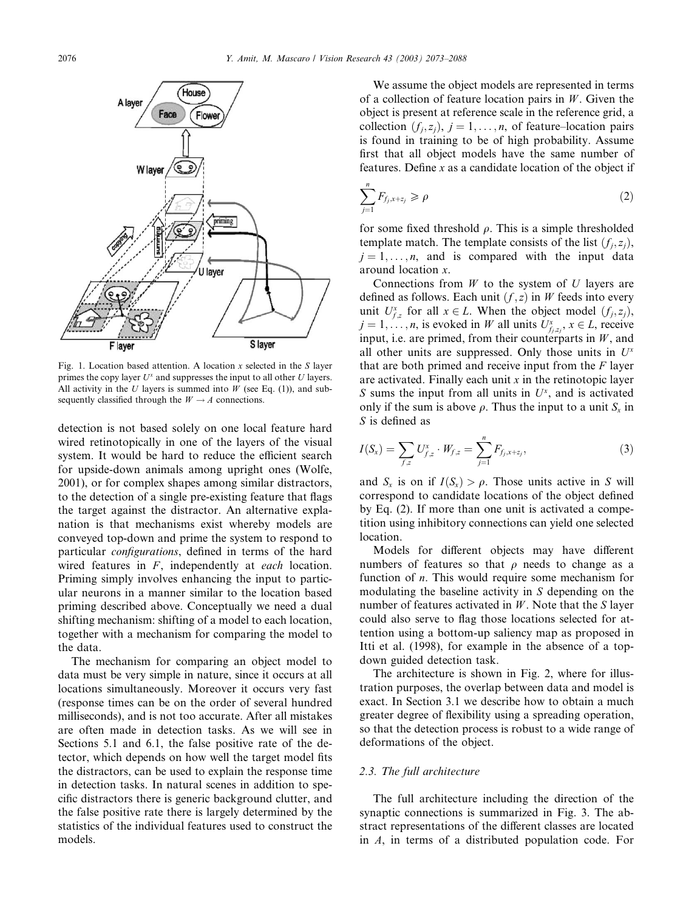A layer

House

Face

Flower

W layer

copying

summation

priming

U layer

F layer

S layer

Fig. 1. Location based attention. A location $x$ selected in the $S$ layer primes the copy layer $U^x$ and suppresses the input to all other $U$ layers. All activity in the $U$ layers is summed into $W$ (see Eq. (1)), and subsequently classified through the $W \rightarrow A$ connections.

detection is not based solely on one local feature hard wired retinotopically in one of the layers of the visual system. It would be hard to reduce the efficient search for upside-down animals among upright ones (Wolfe, 2001), or for complex shapes among similar distractors, to the detection of a single pre-existing feature that flags the target against the distractor. An alternative explanation is that mechanisms exist whereby models are conveyed top-down and prime the system to respond to particular *configurations*, defined in terms of the hard wired features in $F$, independently at *each* location. Priming simply involves enhancing the input to particular neurons in a manner similar to the location based priming described above. Conceptually we need a dual shifting mechanism: shifting of a model to each location, together with a mechanism for comparing the model to the data.

The mechanism for comparing an object model to data must be very simple in nature, since it occurs at all locations simultaneously. Moreover it occurs very fast (response times can be on the order of several hundred milliseconds), and is not too accurate. After all mistakes are often made in detection tasks. As we will see in Sections 5.1 and 6.1, the false positive rate of the detector, which depends on how well the target model fits the distractors, can be used to explain the response time in detection tasks. In natural scenes in addition to specific distractors there is generic background clutter, and the false positive rate there is largely determined by the statistics of the individual features used to construct the models.

We assume the object models are represented in terms of a collection of feature location pairs in $W$. Given the object is present at reference scale in the reference grid, a collection $(f_j, z_j)$, $j = 1, \ldots, n$, of feature–location pairs is found in training to be of high probability. Assume first that all object models have the same number of features. Define $x$ as a candidate location of the object if

$$\sum_{j=1}^{n} F_{f_j, x+z_j} \geqslant \rho \tag{2}$$

for some fixed threshold $\rho$. This is a simple thresholded template match. The template consists of the list $(f_j, z_j)$, $j = 1, \ldots, n$, and is compared with the input data around location $x$.

Connections from $W$ to the system of $U$ layers are defined as follows. Each unit $(f, z)$ in $W$ feeds into every unit $U^x_{f,z}$ for all $x \in L$. When the object model $(f_j, z_j)$, $j = 1, \ldots, n$, is evoked in $W$ all units $U^x_{f_j, z_j}$, $x \in L$, receive input, i.e. are primed, from their counterparts in $W$, and all other units are suppressed. Only those units in $U^x$ that are both primed and receive input from the $F$ layer are activated. Finally each unit $x$ in the retinotopic layer $S$ sums the input from all units in $U^x$, and is activated only if the sum is above $\rho$. Thus the input to a unit $S_x$ in $S$ is defined as

$$I(S_x) = \sum_{f,z} U^x_{f,z} \cdot W_{f,z} = \sum_{j=1}^{n} F_{f_j, x+z_j}, \tag{3}$$

and $S_x$ is on if $I(S_x) > \rho$. Those units active in $S$ will correspond to candidate locations of the object defined by Eq. (2). If more than one unit is activated a competition using inhibitory connections can yield one selected location.

Models for different objects may have different numbers of features so that $\rho$ needs to change as a function of $n$. This would require some mechanism for modulating the baseline activity in $S$ depending on the number of features activated in $W$. Note that the $S$ layer could also serve to flag those locations selected for attention using a bottom-up saliency map as proposed in Itti et al. (1998), for example in the absence of a top-down guided detection task.

The architecture is shown in Fig. 2, where for illustration purposes, the overlap between data and model is exact. In Section 3.1 we describe how to obtain a much greater degree of flexibility using a spreading operation, so that the detection process is robust to a wide range of deformations of the object.

### 2.3. The full architecture

The full architecture including the direction of the synaptic connections is summarized in Fig. 3. The abstract representations of the different classes are located in $A$, in terms of a distributed population code. For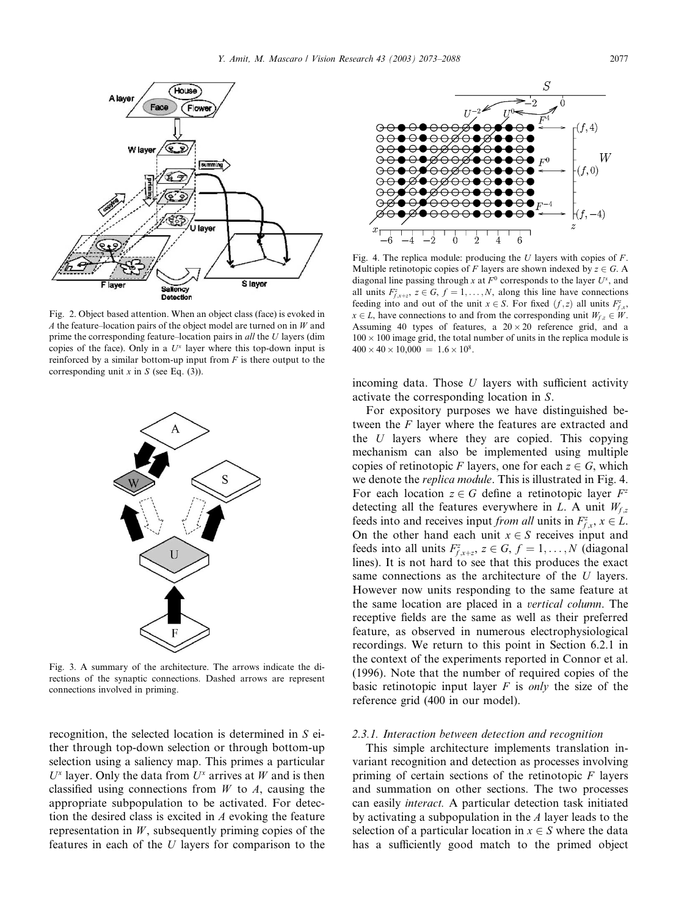Fig. 2. Object based attention. When an object class (face) is evoked in $A$ the feature–location pairs of the object model are turned on in $W$ and prime the corresponding feature–location pairs in *all* the $U$ layers (dim copies of the face). Only in a $U^x$ layer where this top-down input is reinforced by a similar bottom-up input from $F$ is there output to the corresponding unit $x$ in $S$ (see Eq. (3)).

Fig. 3. A summary of the architecture. The arrows indicate the directions of the synaptic connections. Dashed arrows are represent connections involved in priming.

recognition, the selected location is determined in $S$ either through top-down selection or through bottom-up selection using a saliency map. This primes a particular $U^x$ layer. Only the data from $U^x$ arrives at $W$ and is then classified using connections from $W$ to $A$, causing the appropriate subpopulation to be activated. For detection the desired class is excited in $A$ evoking the feature representation in $W$, subsequently priming copies of the features in each of the $U$ layers for comparison to the incoming data. Those $U$ layers with sufficient activity activate the corresponding location in $S$.

Fig. 4. The replica module: producing the $U$ layers with copies of $F$. Multiple retinotopic copies of $F$ layers are shown indexed by $z \in G$. A diagonal line passing through $x$ at $F^0$ corresponds to the layer $U^x$, and all units $F^z_{f,x+z}$, $z \in G$, $f = 1, \ldots, N$, along this line have connections feeding into and out of the unit $x \in S$. For fixed $(f, z)$ all units $F^z_{f,x}$, $x \in L$, have connections to and from the corresponding unit $W_{f,z} \in W$. Assuming 40 types of features, a $20 \times 20$ reference grid, and a $100 \times 100$ image grid, the total number of units in the replica module is $400 \times 40 \times 10{,}000 = 1.6 \times 10^8$.

For expository purposes we have distinguished between the $F$ layer where the features are extracted and the $U$ layers where they are copied. This copying mechanism can also be implemented using multiple copies of retinotopic $F$ layers, one for each $z \in G$, which we denote the *replica module*. This is illustrated in Fig. 4. For each location $z \in G$ define a retinotopic layer $F^z$ detecting all the features everywhere in $L$. A unit $W_{f,z}$ feeds into and receives input *from all* units in $F^z_{f,x}$, $x \in L$. On the other hand each unit $x \in S$ receives input and feeds into all units $F^z_{f,x+z}$, $z \in G$, $f = 1, \ldots, N$ (diagonal lines). It is not hard to see that this produces the exact same connections as the architecture of the $U$ layers. However now units responding to the same feature at the same location are placed in a *vertical column*. The receptive fields are the same as well as their preferred feature, as observed in numerous electrophysiological recordings. We return to this point in Section 6.2.1 in the context of the experiments reported in Connor et al. (1996). Note that the number of required copies of the basic retinotopic input layer $F$ is *only* the size of the reference grid (400 in our model).

### 2.3.1. Interaction between detection and recognition

This simple architecture implements translation invariant recognition and detection as processes involving priming of certain sections of the retinotopic $F$ layers and summation on other sections. The two processes can easily *interact*. A particular detection task initiated by activating a subpopulation in the $A$ layer leads to the selection of a particular location in $x \in S$ where the data has a sufficiently good match to the primed object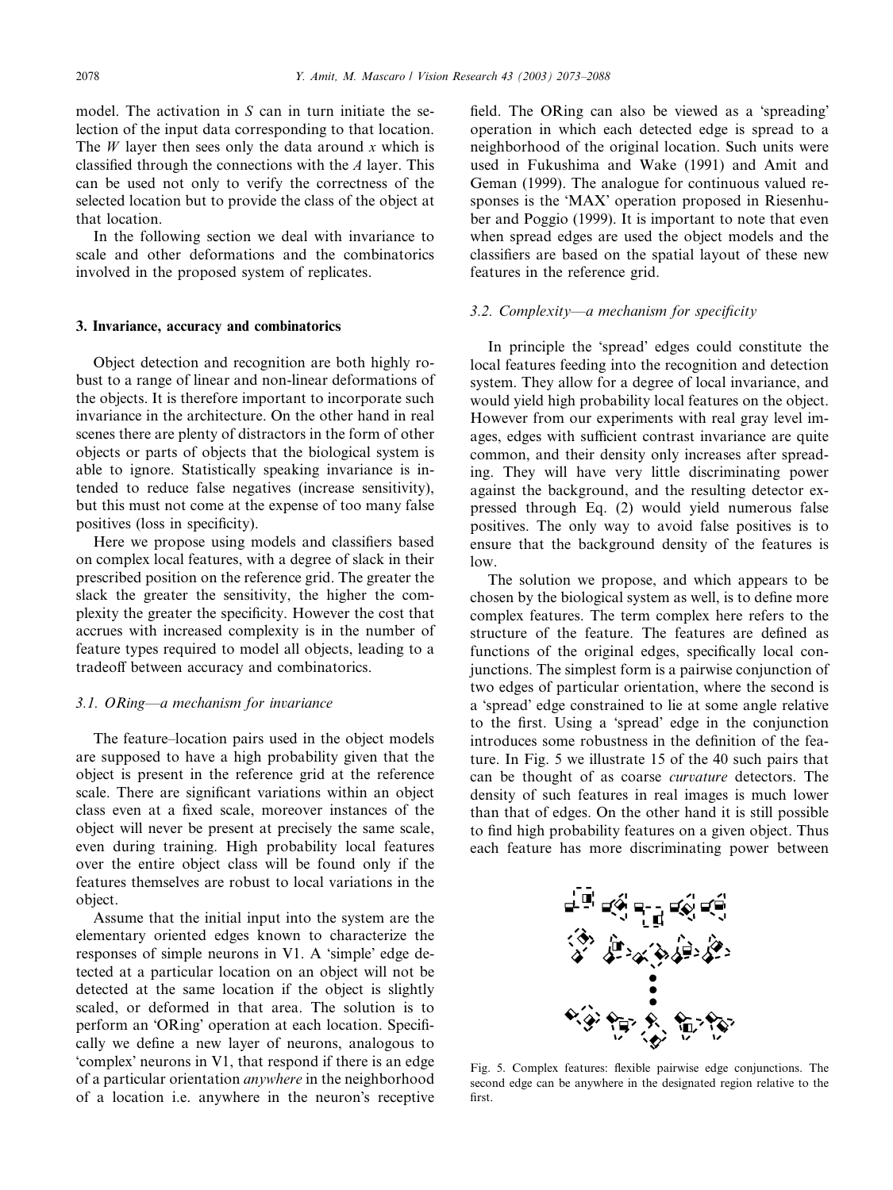model. The activation in $S$ can in turn initiate the selection of the input data corresponding to that location. The $W$ layer then sees only the data around $x$ which is classified through the connections with the $A$ layer. This can be used not only to verify the correctness of the selected location but to provide the class of the object at that location.

In the following section we deal with invariance to scale and other deformations and the combinatorics involved in the proposed system of replicates.

## 3. Invariance, accuracy and combinatorics

Object detection and recognition are both highly robust to a range of linear and non-linear deformations of the objects. It is therefore important to incorporate such invariance in the architecture. On the other hand in real scenes there are plenty of distractors in the form of other objects or parts of objects that the biological system is able to ignore. Statistically speaking invariance is intended to reduce false negatives (increase sensitivity), but this must not come at the expense of too many false positives (loss in specificity).

Here we propose using models and classifiers based on complex local features, with a degree of slack in their prescribed position on the reference grid. The greater the slack the greater the sensitivity, the higher the complexity the greater the specificity. However the cost that accrues with increased complexity is in the number of feature types required to model all objects, leading to a tradeoff between accuracy and combinatorics.

### 3.1. ORing—a mechanism for invariance

The feature–location pairs used in the object models are supposed to have a high probability given that the object is present in the reference grid at the reference scale. There are significant variations within an object class even at a fixed scale, moreover instances of the object will never be present at precisely the same scale, even during training. High probability local features over the entire object class will be found only if the features themselves are robust to local variations in the object.

Assume that the initial input into the system are the elementary oriented edges known to characterize the responses of simple neurons in V1. A 'simple' edge detected at a particular location on an object will not be detected at the same location if the object is slightly scaled, or deformed in that area. The solution is to perform an 'ORing' operation at each location. Specifically we define a new layer of neurons, analogous to 'complex' neurons in V1, that respond if there is an edge of a particular orientation *anywhere* in the neighborhood of a location i.e. anywhere in the neuron's receptive field. The ORing can also be viewed as a 'spreading' operation in which each detected edge is spread to a neighborhood of the original location. Such units were used in Fukushima and Wake (1991) and Amit and Geman (1999). The analogue for continuous valued responses is the 'MAX' operation proposed in Riesenhuber and Poggio (1999). It is important to note that even when spread edges are used the object models and the classifiers are based on the spatial layout of these new features in the reference grid.

### 3.2. Complexity—a mechanism for specificity

In principle the 'spread' edges could constitute the local features feeding into the recognition and detection system. They allow for a degree of local invariance, and would yield high probability local features on the object. However from our experiments with real gray level images, edges with sufficient contrast invariance are quite common, and their density only increases after spreading. They will have very little discriminating power against the background, and the resulting detector expressed through Eq. (2) would yield numerous false positives. The only way to avoid false positives is to ensure that the background density of the features is low.

The solution we propose, and which appears to be chosen by the biological system as well, is to define more complex features. The term complex here refers to the structure of the feature. The features are defined as functions of the original edges, specifically local conjunctions. The simplest form is a pairwise conjunction of two edges of particular orientation, where the second is a 'spread' edge constrained to lie at some angle relative to the first. Using a 'spread' edge in the conjunction introduces some robustness in the definition of the feature. In Fig. 5 we illustrate 15 of the 40 such pairs that can be thought of as coarse *curvature* detectors. The density of such features in real images is much lower than that of edges. On the other hand it is still possible to find high probability features on a given object. Thus each feature has more discriminating power between

Fig. 5. Complex features: flexible pairwise edge conjunctions. The second edge can be anywhere in the designated region relative to the first.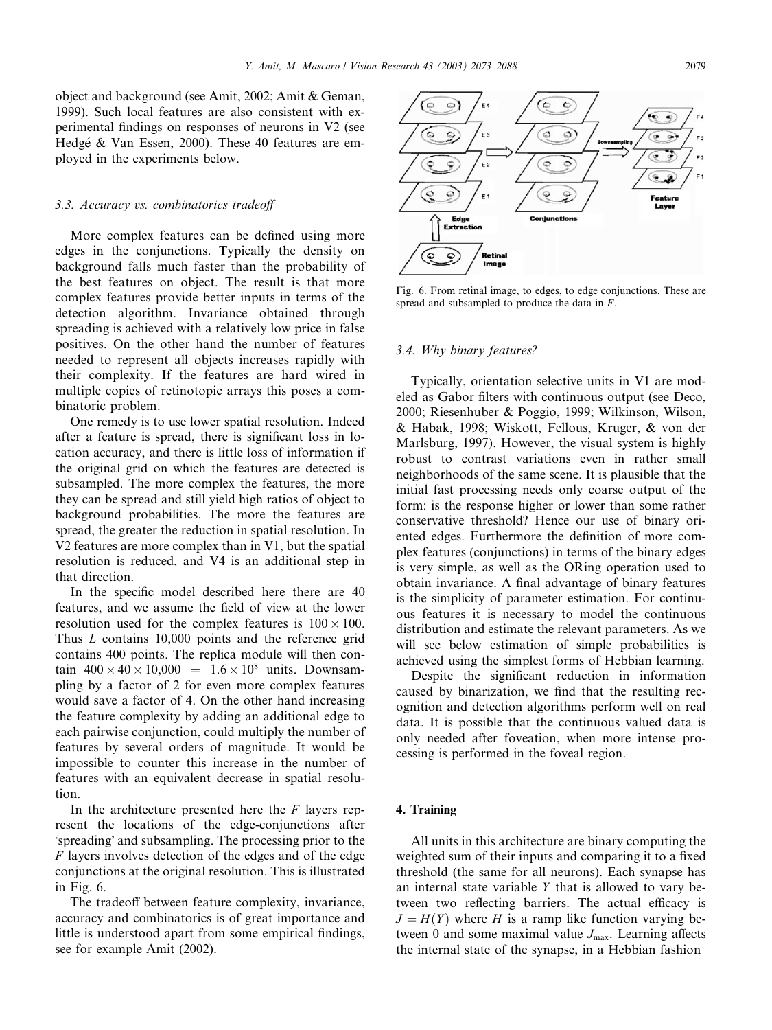object and background (see Amit, 2002; Amit & Geman, 1999). Such local features are also consistent with experimental findings on responses of neurons in V2 (see Hedgé & Van Essen, 2000). These 40 features are employed in the experiments below.

### 3.3. Accuracy vs. combinatorics tradeoff

More complex features can be defined using more edges in the conjunctions. Typically the density on background falls much faster than the probability of the best features on object. The result is that more complex features provide better inputs in terms of the detection algorithm. Invariance obtained through spreading is achieved with a relatively low price in false positives. On the other hand the number of features needed to represent all objects increases rapidly with their complexity. If the features are hard wired in multiple copies of retinotopic arrays this poses a combinatoric problem.

One remedy is to use lower spatial resolution. Indeed after a feature is spread, there is significant loss in location accuracy, and there is little loss of information if the original grid on which the features are detected is subsampled. The more complex the features, the more they can be spread and still yield high ratios of object to background probabilities. The more the features are spread, the greater the reduction in spatial resolution. In V2 features are more complex than in V1, but the spatial resolution is reduced, and V4 is an additional step in that direction.

In the specific model described here there are 40 features, and we assume the field of view at the lower resolution used for the complex features is $100 \times 100$. Thus $L$ contains 10,000 points and the reference grid contains 400 points. The replica module will then contain $400 \times 40 \times 10{,}000 = 1.6 \times 10^8$ units. Downsampling by a factor of 2 for even more complex features would save a factor of 4. On the other hand increasing the feature complexity by adding an additional edge to each pairwise conjunction, could multiply the number of features by several orders of magnitude. It would be impossible to counter this increase in the number of features with an equivalent decrease in spatial resolution.

In the architecture presented here the $F$ layers represent the locations of the edge-conjunctions after 'spreading' and subsampling. The processing prior to the $F$ layers involves detection of the edges and of the edge conjunctions at the original resolution. This is illustrated in Fig. 6.

The tradeoff between feature complexity, invariance, accuracy and combinatorics is of great importance and little is understood apart from some empirical findings, see for example Amit (2002).

Fig. 6. From retinal image, to edges, to edge conjunctions. These are spread and subsampled to produce the data in $F$.

### 3.4. Why binary features?

Typically, orientation selective units in V1 are modeled as Gabor filters with continuous output (see Deco, 2000; Riesenhuber & Poggio, 1999; Wilkinson, Wilson, & Habak, 1998; Wiskott, Fellous, Kruger, & von der Marlsburg, 1997). However, the visual system is highly robust to contrast variations even in rather small neighborhoods of the same scene. It is plausible that the initial fast processing needs only coarse output of the form: is the response higher or lower than some rather conservative threshold? Hence our use of binary oriented edges. Furthermore the definition of more complex features (conjunctions) in terms of the binary edges is very simple, as well as the ORing operation used to obtain invariance. A final advantage of binary features is the simplicity of parameter estimation. For continuous features it is necessary to model the continuous distribution and estimate the relevant parameters. As we will see below estimation of simple probabilities is achieved using the simplest forms of Hebbian learning.

Despite the significant reduction in information caused by binarization, we find that the resulting recognition and detection algorithms perform well on real data. It is possible that the continuous valued data is only needed after foveation, when more intense processing is performed in the foveal region.

## 4. Training

All units in this architecture are binary computing the weighted sum of their inputs and comparing it to a fixed threshold (the same for all neurons). Each synapse has an internal state variable $Y$ that is allowed to vary between two reflecting barriers. The actual efficacy is $J = H(Y)$ where $H$ is a ramp like function varying between 0 and some maximal value $J_{\max}$. Learning affects the internal state of the synapse, in a Hebbian fashion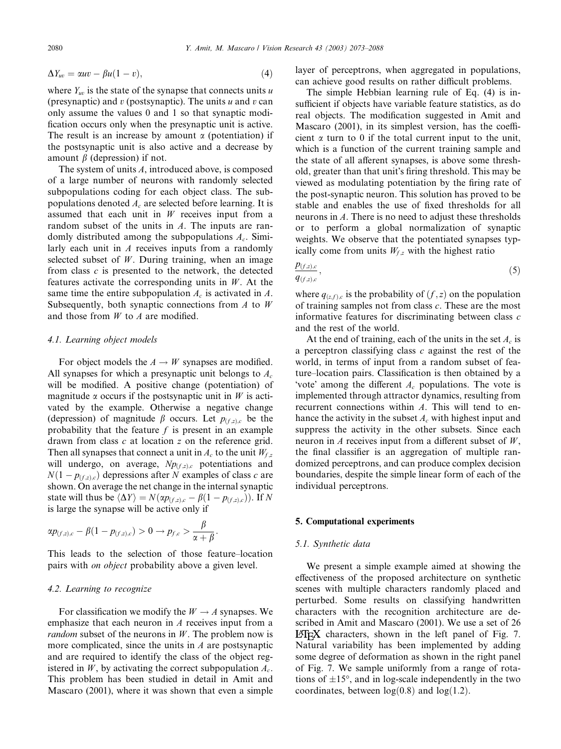$$\Delta Y_{uv} = \alpha uv - \beta u(1 - v), \tag{4}$$

where $Y_{uv}$ is the state of the synapse that connects units $u$ (presynaptic) and $v$ (postsynaptic). The units $u$ and $v$ can only assume the values 0 and 1 so that synaptic modification occurs only when the presynaptic unit is active. The result is an increase by amount $\alpha$ (potentiation) if the postsynaptic unit is also active and a decrease by amount $\beta$ (depression) if not.

The system of units $A$, introduced above, is composed of a large number of neurons with randomly selected subpopulations coding for each object class. The subpopulations denoted $A_c$ are selected before learning. It is assumed that each unit in $W$ receives input from a random subset of the units in $A$. The inputs are randomly distributed among the subpopulations $A_c$. Similarly each unit in $A$ receives inputs from a randomly selected subset of $W$. During training, when an image from class $c$ is presented to the network, the detected features activate the corresponding units in $W$. At the same time the entire subpopulation $A_c$ is activated in $A$. Subsequently, both synaptic connections from $A$ to $W$ and those from $W$ to $A$ are modified.

### 4.1. Learning object models

For object models the $A \to W$ synapses are modified. All synapses for which a presynaptic unit belongs to $A_c$ will be modified. A positive change (potentiation) of magnitude $\alpha$ occurs if the postsynaptic unit in $W$ is activated by the example. Otherwise a negative change (depression) of magnitude $\beta$ occurs. Let $p_{(f,z),c}$ be the probability that the feature $f$ is present in an example drawn from class $c$ at location $z$ on the reference grid. Then all synapses that connect a unit in $A_c$ to the unit $W_{f,z}$ will undergo, on average, $Np_{(f,z),c}$ potentiations and $N(1 - p_{(f,z),c})$ depressions after $N$ examples of class $c$ are shown. On average the net change in the internal synaptic state will thus be $\langle \Delta Y \rangle = N(\alpha p_{(f,z),c} - \beta(1 - p_{(f,z),c}))$. If $N$ is large the synapse will be active only if

$$\alpha p_{(f,z),c} - \beta(1 - p_{(f,z),c}) > 0 \to p_{f,c} > \frac{\beta}{\alpha + \beta}.$$

This leads to the selection of those feature–location pairs with *on object* probability above a given level.

### 4.2. Learning to recognize

For classification we modify the $W \to A$ synapses. We emphasize that each neuron in $A$ receives input from a *random* subset of the neurons in $W$. The problem now is more complicated, since the units in $A$ are postsynaptic and are required to identify the class of the object registered in $W$, by activating the correct subpopulation $A_c$. This problem has been studied in detail in Amit and Mascaro (2001), where it was shown that even a simple layer of perceptrons, when aggregated in populations, can achieve good results on rather difficult problems.

The simple Hebbian learning rule of Eq. (4) is insufficient if objects have variable feature statistics, as do real objects. The modification suggested in Amit and Mascaro (2001), in its simplest version, has the coefficient $\alpha$ turn to 0 if the total current input to the unit, which is a function of the current training sample and the state of all afferent synapses, is above some threshold, greater than that unit's firing threshold. This may be viewed as modulating potentiation by the firing rate of the post-synaptic neuron. This solution has proved to be stable and enables the use of fixed thresholds for all neurons in $A$. There is no need to adjust these thresholds or to perform a global normalization of synaptic weights. We observe that the potentiated synapses typically come from units $W_{f,z}$ with the highest ratio

$$\frac{p_{(f,z),c}}{q_{(f,z),c}}, \tag{5}$$

where $q_{(z,f),c}$ is the probability of $(f, z)$ on the population of training samples not from class $c$. These are the most informative features for discriminating between class $c$ and the rest of the world.

At the end of training, each of the units in the set $A_c$ is a perceptron classifying class $c$ against the rest of the world, in terms of input from a random subset of feature–location pairs. Classification is then obtained by a 'vote' among the different $A_c$ populations. The vote is implemented through attractor dynamics, resulting from recurrent connections within $A$. This will tend to enhance the activity in the subset $A_c$ with highest input and suppress the activity in the other subsets. Since each neuron in $A$ receives input from a different subset of $W$, the final classifier is an aggregation of multiple randomized perceptrons, and can produce complex decision boundaries, despite the simple linear form of each of the individual perceptrons.

## 5. Computational experiments

### 5.1. Synthetic data

We present a simple example aimed at showing the effectiveness of the proposed architecture on synthetic scenes with multiple characters randomly placed and perturbed. Some results on classifying handwritten characters with the recognition architecture are described in Amit and Mascaro (2001). We use a set of 26 LaTeX characters, shown in the left panel of Fig. 7. Natural variability has been implemented by adding some degree of deformation as shown in the right panel of Fig. 7. We sample uniformly from a range of rotations of $\pm 15°$, and in log-scale independently in the two coordinates, between $\log(0.8)$ and $\log(1.2)$.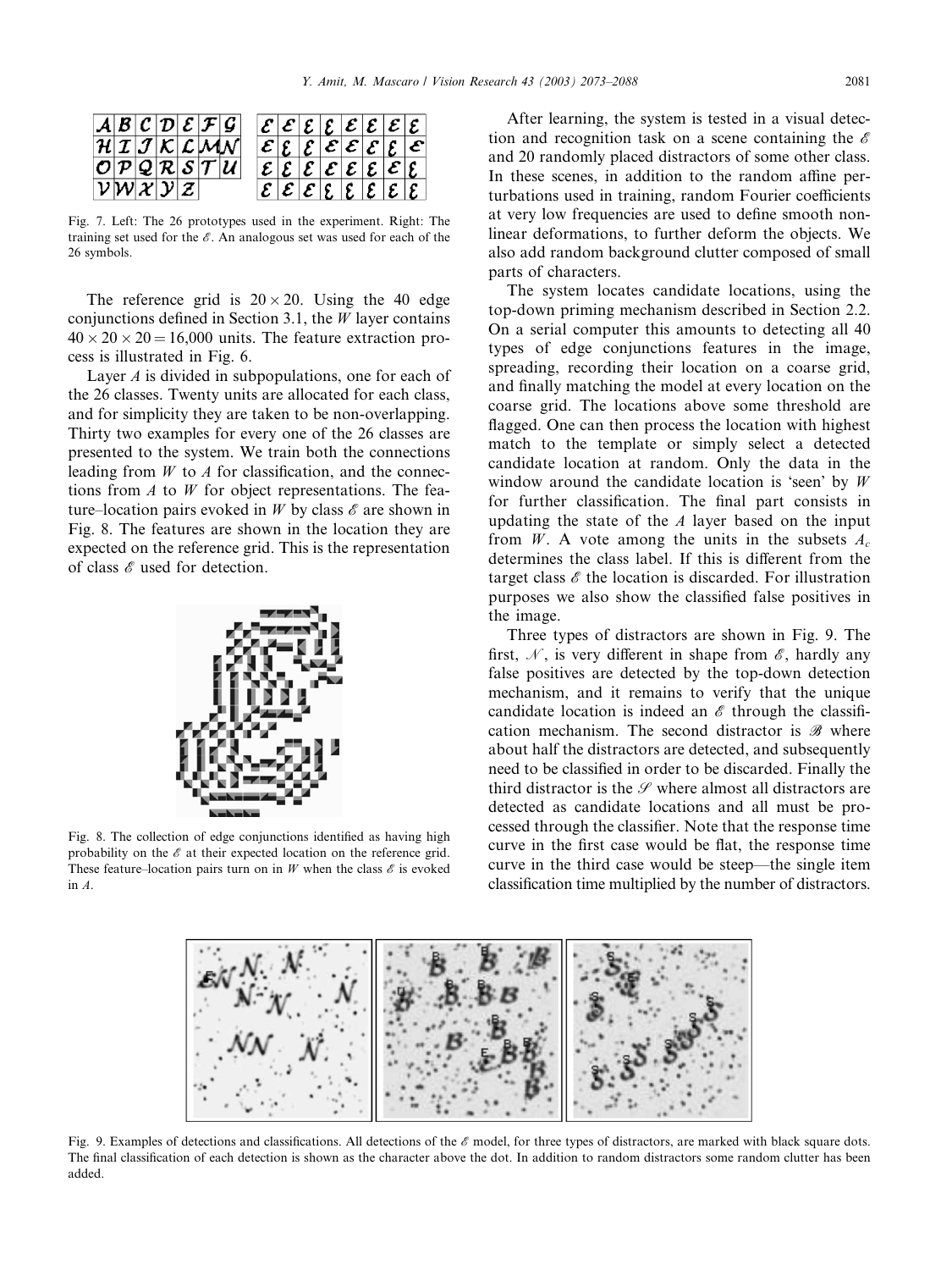Fig. 7. Left: The 26 prototypes used in the experiment. Right: The training set used for the $\mathscr{E}$. An analogous set was used for each of the 26 symbols.

The reference grid is $20 \times 20$. Using the 40 edge conjunctions defined in Section 3.1, the $W$ layer contains $40 \times 20 \times 20 = 16{,}000$ units. The feature extraction process is illustrated in Fig. 6.

Layer $A$ is divided in subpopulations, one for each of the 26 classes. Twenty units are allocated for each class, and for simplicity they are taken to be non-overlapping. Thirty two examples for every one of the 26 classes are presented to the system. We train both the connections leading from $W$ to $A$ for classification, and the connections from $A$ to $W$ for object representations. The feature–location pairs evoked in $W$ by class $\mathscr{E}$ are shown in Fig. 8. The features are shown in the location they are expected on the reference grid. This is the representation of class $\mathscr{E}$ used for detection.

Fig. 8. The collection of edge conjunctions identified as having high probability on the $\mathscr{E}$ at their expected location on the reference grid. These feature–location pairs turn on in $W$ when the class $\mathscr{E}$ is evoked in $A$.

After learning, the system is tested in a visual detection and recognition task on a scene containing the $\mathscr{E}$ and 20 randomly placed distractors of some other class. In these scenes, in addition to the random affine perturbations used in training, random Fourier coefficients at very low frequencies are used to define smooth nonlinear deformations, to further deform the objects. We also add random background clutter composed of small parts of characters.

The system locates candidate locations, using the top-down priming mechanism described in Section 2.2. On a serial computer this amounts to detecting all 40 types of edge conjunctions features in the image, spreading, recording their location on a coarse grid, and finally matching the model at every location on the coarse grid. The locations above some threshold are flagged. One can then process the location with highest match to the template or simply select a detected candidate location at random. Only the data in the window around the candidate location is 'seen' by $W$ for further classification. The final part consists in updating the state of the $A$ layer based on the input from $W$. A vote among the units in the subsets $A_c$ determines the class label. If this is different from the target class $\mathscr{E}$ the location is discarded. For illustration purposes we also show the classified false positives in the image.

Three types of distractors are shown in Fig. 9. The first, $\mathscr{N}$, is very different in shape from $\mathscr{E}$, hardly any false positives are detected by the top-down detection mechanism, and it remains to verify that the unique candidate location is indeed an $\mathscr{E}$ through the classification mechanism. The second distractor is $\mathscr{B}$ where about half the distractors are detected, and subsequently need to be classified in order to be discarded. Finally the third distractor is the $\mathscr{S}$ where almost all distractors are detected as candidate locations and all must be processed through the classifier. Note that the response time curve in the first case would be flat, the response time curve in the third case would be steep—the single item classification time multiplied by the number of distractors.

Fig. 9. Examples of detections and classifications. All detections of the $\mathscr{E}$ model, for three types of distractors, are marked with black square dots. The final classification of each detection is shown as the character above the dot. In addition to random distractors some random clutter has been added.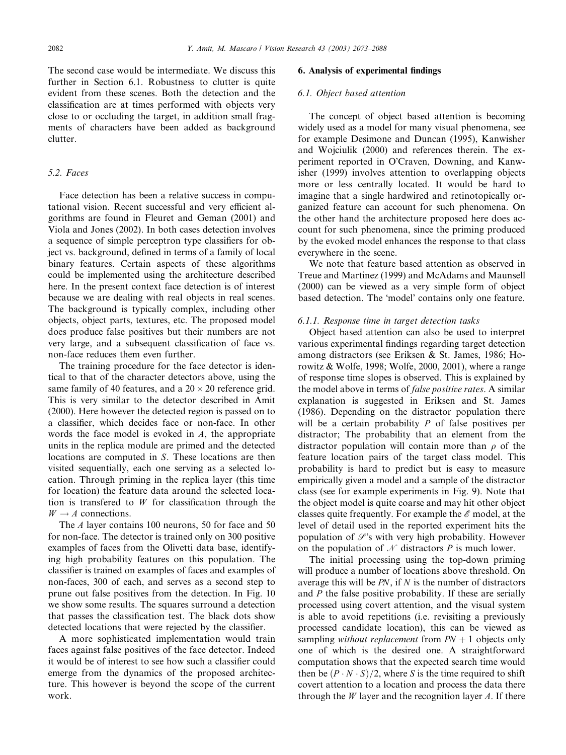The second case would be intermediate. We discuss this further in Section 6.1. Robustness to clutter is quite evident from these scenes. Both the detection and the classification are at times performed with objects very close to or occluding the target, in addition small fragments of characters have been added as background clutter.

### 5.2. Faces

Face detection has been a relative success in computational vision. Recent successful and very efficient algorithms are found in Fleuret and Geman (2001) and Viola and Jones (2002). In both cases detection involves a sequence of simple perceptron type classifiers for object vs. background, defined in terms of a family of local binary features. Certain aspects of these algorithms could be implemented using the architecture described here. In the present context face detection is of interest because we are dealing with real objects in real scenes. The background is typically complex, including other objects, object parts, textures, etc. The proposed model does produce false positives but their numbers are not very large, and a subsequent classification of face vs. non-face reduces them even further.

The training procedure for the face detector is identical to that of the character detectors above, using the same family of 40 features, and a $20 \times 20$ reference grid. This is very similar to the detector described in Amit (2000). Here however the detected region is passed on to a classifier, which decides face or non-face. In other words the face model is evoked in $A$, the appropriate units in the replica module are primed and the detected locations are computed in $S$. These locations are then visited sequentially, each one serving as a selected location. Through priming in the replica layer (this time for location) the feature data around the selected location is transfered to $W$ for classification through the $W \rightarrow A$ connections.

The $A$ layer contains 100 neurons, 50 for face and 50 for non-face. The detector is trained only on 300 positive examples of faces from the Olivetti data base, identifying high probability features on this population. The classifier is trained on examples of faces and examples of non-faces, 300 of each, and serves as a second step to prune out false positives from the detection. In Fig. 10 we show some results. The squares surround a detection that passes the classification test. The black dots show detected locations that were rejected by the classifier.

A more sophisticated implementation would train faces against false positives of the face detector. Indeed it would be of interest to see how such a classifier could emerge from the dynamics of the proposed architecture. This however is beyond the scope of the current work.

## 6. Analysis of experimental findings

### 6.1. Object based attention

The concept of object based attention is becoming widely used as a model for many visual phenomena, see for example Desimone and Duncan (1995), Kanwisher and Wojciulik (2000) and references therein. The experiment reported in O'Craven, Downing, and Kanwisher (1999) involves attention to overlapping objects more or less centrally located. It would be hard to imagine that a single hardwired and retinotopically organized feature can account for such phenomena. On the other hand the architecture proposed here does account for such phenomena, since the priming produced by the evoked model enhances the response to that class everywhere in the scene.

We note that feature based attention as observed in Treue and Martinez (1999) and McAdams and Maunsell (2000) can be viewed as a very simple form of object based detection. The 'model' contains only one feature.

#### 6.1.1. Response time in target detection tasks

Object based attention can also be used to interpret various experimental findings regarding target detection among distractors (see Eriksen & St. James, 1986; Horowitz & Wolfe, 1998; Wolfe, 2000, 2001), where a range of response time slopes is observed. This is explained by the model above in terms of *false positive rates*. A similar explanation is suggested in Eriksen and St. James (1986). Depending on the distractor population there will be a certain probability $P$ of false positives per distractor; The probability that an element from the distractor population will contain more than $\rho$ of the feature location pairs of the target class model. This probability is hard to predict but is easy to measure empirically given a model and a sample of the distractor class (see for example experiments in Fig. 9). Note that the object model is quite coarse and may hit other object classes quite frequently. For example the $\mathscr{E}$ model, at the level of detail used in the reported experiment hits the population of $\mathscr{S}$'s with very high probability. However on the population of $\mathscr{N}$ distractors $P$ is much lower.

The initial processing using the top-down priming will produce a number of locations above threshold. On average this will be $PN$, if $N$ is the number of distractors and $P$ the false positive probability. If these are serially processed using covert attention, and the visual system is able to avoid repetitions (i.e. revisiting a previously processed candidate location), this can be viewed as sampling *without replacement* from $PN + 1$ objects only one of which is the desired one. A straightforward computation shows that the expected search time would then be $(P \cdot N \cdot S)/2$, where $S$ is the time required to shift covert attention to a location and process the data there through the $W$ layer and the recognition layer $A$. If there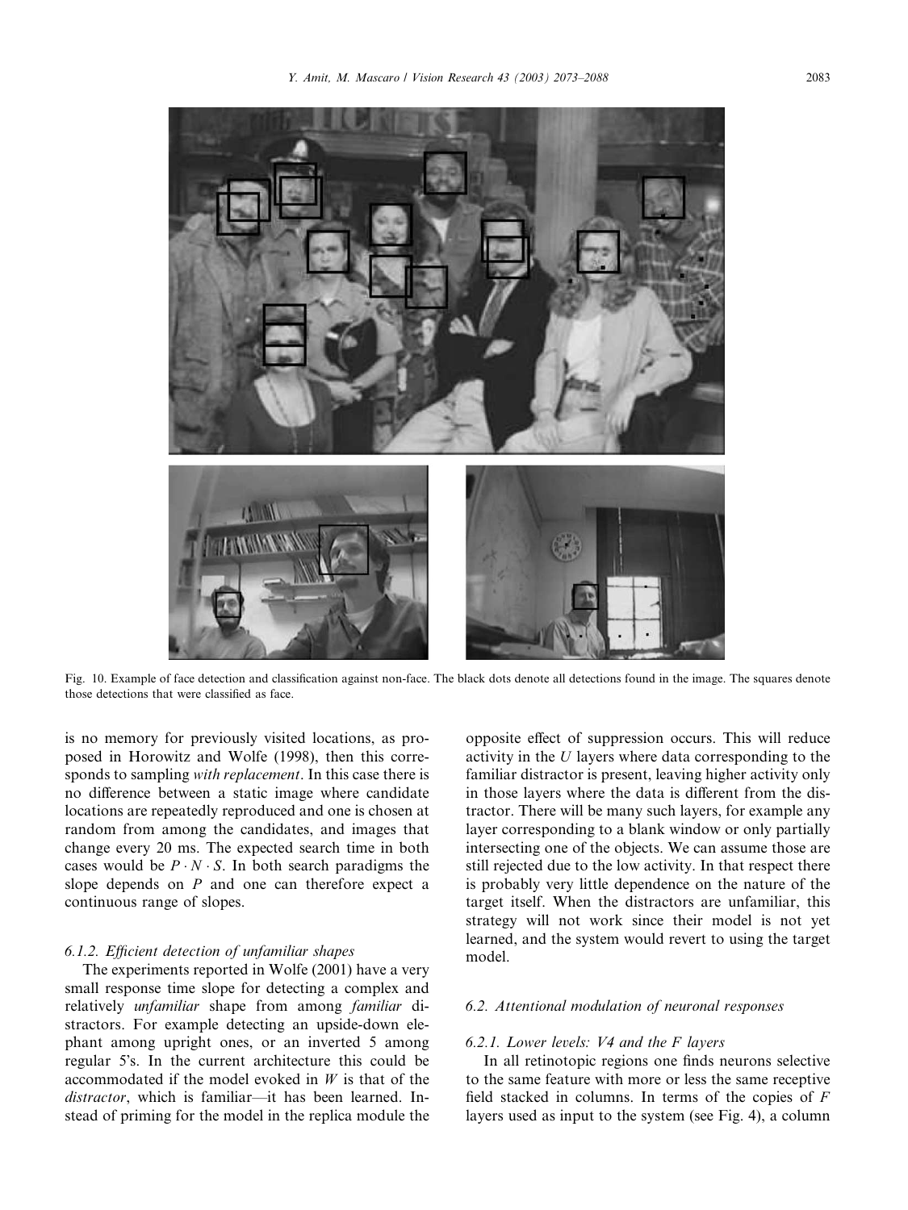Fig. 10. Example of face detection and classification against non-face. The black dots denote all detections found in the image. The squares denote those detections that were classified as face.

is no memory for previously visited locations, as proposed in Horowitz and Wolfe (1998), then this corresponds to sampling *with replacement*. In this case there is no difference between a static image where candidate locations are repeatedly reproduced and one is chosen at random from among the candidates, and images that change every 20 ms. The expected search time in both cases would be $P \cdot N \cdot S$. In both search paradigms the slope depends on $P$ and one can therefore expect a continuous range of slopes.

#### 6.1.2. Efficient detection of unfamiliar shapes

The experiments reported in Wolfe (2001) have a very small response time slope for detecting a complex and relatively *unfamiliar* shape from among *familiar* distractors. For example detecting an upside-down elephant among upright ones, or an inverted 5 among regular 5's. In the current architecture this could be accommodated if the model evoked in $W$ is that of the *distractor*, which is familiar—it has been learned. Instead of priming for the model in the replica module the opposite effect of suppression occurs. This will reduce activity in the $U$ layers where data corresponding to the familiar distractor is present, leaving higher activity only in those layers where the data is different from the distractor. There will be many such layers, for example any layer corresponding to a blank window or only partially intersecting one of the objects. We can assume those are still rejected due to the low activity. In that respect there is probably very little dependence on the nature of the target itself. When the distractors are unfamiliar, this strategy will not work since their model is not yet learned, and the system would revert to using the target model.

### 6.2. Attentional modulation of neuronal responses

#### 6.2.1. Lower levels: V4 and the F layers

In all retinotopic regions one finds neurons selective to the same feature with more or less the same receptive field stacked in columns. In terms of the copies of $F$ layers used as input to the system (see Fig. 4), a column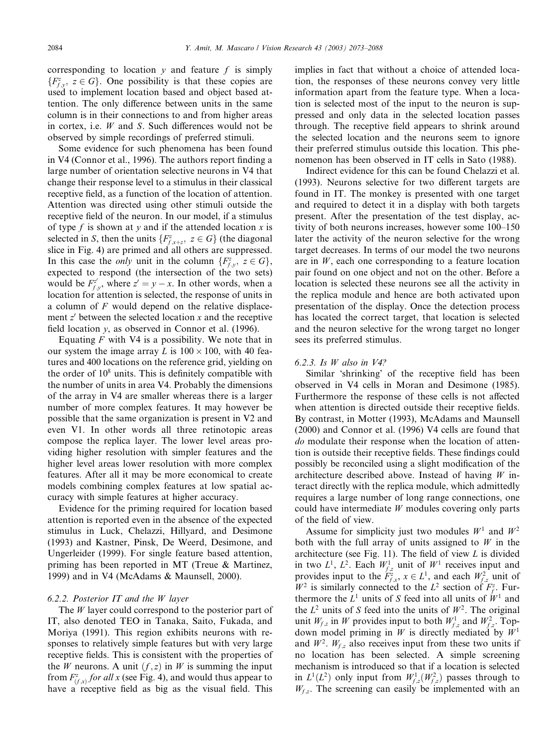corresponding to location $y$ and feature $f$ is simply $\{F^z_{f,y},\ z \in G\}$. One possibility is that these copies are used to implement location based and object based attention. The only difference between units in the same column is in their connections to and from higher areas in cortex, i.e. $W$ and $S$. Such differences would not be observed by simple recordings of preferred stimuli.

Some evidence for such phenomena has been found in V4 (Connor et al., 1996). The authors report finding a large number of orientation selective neurons in V4 that change their response level to a stimulus in their classical receptive field, as a function of the location of attention. Attention was directed using other stimuli outside the receptive field of the neuron. In our model, if a stimulus of type $f$ is shown at $y$ and if the attended location $x$ is selected in $S$, then the units $\{F^z_{f,x+z},\ z \in G\}$ (the diagonal slice in Fig. 4) are primed and all others are suppressed. In this case the *only* unit in the column $\{F^z_{f,y},\ z \in G\}$, expected to respond (the intersection of the two sets) would be $F^{z'}_{f,y}$, where $z' = y - x$. In other words, when a location for attention is selected, the response of units in a column of $F$ would depend on the relative displacement $z'$ between the selected location $x$ and the receptive field location $y$, as observed in Connor et al. (1996).

Equating $F$ with V4 is a possibility. We note that in our system the image array $L$ is $100 \times 100$, with 40 features and 400 locations on the reference grid, yielding on the order of $10^8$ units. This is definitely compatible with the number of units in area V4. Probably the dimensions of the array in V4 are smaller whereas there is a larger number of more complex features. It may however be possible that the same organization is present in V2 and even V1. In other words all three retinotopic areas compose the replica layer. The lower level areas providing higher resolution with simpler features and the higher level areas lower resolution with more complex features. After all it may be more economical to create models combining complex features at low spatial accuracy with simple features at higher accuracy.

Evidence for the priming required for location based attention is reported even in the absence of the expected stimulus in Luck, Chelazzi, Hillyard, and Desimone (1993) and Kastner, Pinsk, De Weerd, Desimone, and Ungerleider (1999). For single feature based attention, priming has been reported in MT (Treue & Martinez, 1999) and in V4 (McAdams & Maunsell, 2000).

#### 6.2.2. Posterior IT and the W layer

The $W$ layer could correspond to the posterior part of IT, also denoted TEO in Tanaka, Saito, Fukada, and Moriya (1991). This region exhibits neurons with responses to relatively simple features but with very large receptive fields. This is consistent with the properties of the $W$ neurons. A unit $(f, z)$ in $W$ is summing the input from $F^z_{(f,x)}$ *for all* $x$ (see Fig. 4), and would thus appear to have a receptive field as big as the visual field. This implies in fact that without a choice of attended location, the responses of these neurons convey very little information apart from the feature type. When a location is selected most of the input to the neuron is suppressed and only data in the selected location passes through. The receptive field appears to shrink around the selected location and the neurons seem to ignore their preferred stimulus outside this location. This phenomenon has been observed in IT cells in Sato (1988).

Indirect evidence for this can be found Chelazzi et al. (1993). Neurons selective for two different targets are found in IT. The monkey is presented with one target and required to detect it in a display with both targets present. After the presentation of the test display, activity of both neurons increases, however some 100–150 later the activity of the neuron selective for the wrong target decreases. In terms of our model the two neurons are in $W$, each one corresponding to a feature location pair found on one object and not on the other. Before a location is selected these neurons see all the activity in the replica module and hence are both activated upon presentation of the display. Once the detection process has located the correct target, that location is selected and the neuron selective for the wrong target no longer sees its preferred stimulus.

#### 6.2.3. Is W also in V4?

Similar 'shrinking' of the receptive field has been observed in V4 cells in Moran and Desimone (1985). Furthermore the response of these cells is not affected when attention is directed outside their receptive fields. By contrast, in Motter (1993), McAdams and Maunsell (2000) and Connor et al. (1996) V4 cells are found that *do* modulate their response when the location of attention is outside their receptive fields. These findings could possibly be reconciled using a slight modification of the architecture described above. Instead of having $W$ interact directly with the replica module, which admittedly requires a large number of long range connections, one could have intermediate $W$ modules covering only parts of the field of view.

Assume for simplicity just two modules $W^1$ and $W^2$ both with the full array of units assigned to $W$ in the architecture (see Fig. 11). The field of view $L$ is divided in two $L^1$, $L^2$. Each $W^1_{f,z}$ unit of $W^1$ receives input and provides input to the $F^z_{f,x}$, $x \in L^1$, and each $W^2_{f,z}$ unit of $W^2$ is similarly connected to the $L^2$ section of $F^z_f$. Furthermore the $L^1$ units of $S$ feed into all units of $W^1$ and the $L^2$ units of $S$ feed into the units of $W^2$. The original unit $W_{f,z}$ in $W$ provides input to both $W^1_{f,z}$ and $W^2_{f,z}$. Top-down model priming in $W$ is directly mediated by $W^1$ and $W^2$. $W_{f,z}$ also receives input from these two units if no location has been selected. A simple screening mechanism is introduced so that if a location is selected in $L^1(L^2)$ only input from $W^1_{f,z}(W^2_{f,z})$ passes through to $W_{f,z}$. The screening can easily be implemented with an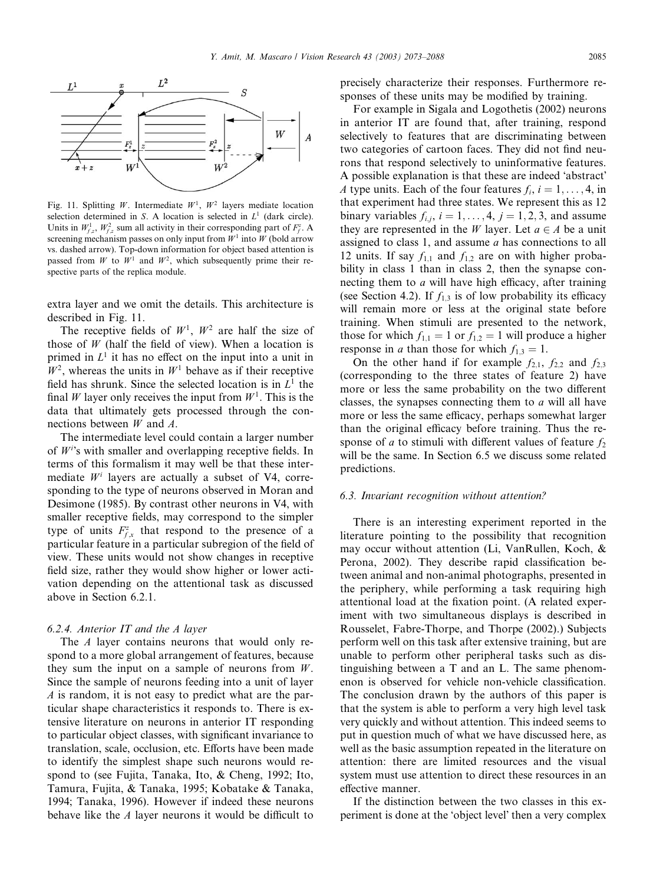Fig. 11. Splitting $W$. Intermediate $W^1$, $W^2$ layers mediate location selection determined in $S$. A location is selected in $L^1$ (dark circle). Units in $W^1_{f,z}$, $W^2_{f,z}$ sum all activity in their corresponding part of $F^z_f$. A screening mechanism passes on only input from $W^1$ into $W$ (bold arrow vs. dashed arrow). Top-down information for object based attention is passed from $W$ to $W^1$ and $W^2$, which subsequently prime their respective parts of the replica module.

extra layer and we omit the details. This architecture is described in Fig. 11.

The receptive fields of $W^1$, $W^2$ are half the size of those of $W$ (half the field of view). When a location is primed in $L^1$ it has no effect on the input into a unit in $W^2$, whereas the units in $W^1$ behave as if their receptive field has shrunk. Since the selected location is in $L^1$ the final $W$ layer only receives the input from $W^1$. This is the data that ultimately gets processed through the connections between $W$ and $A$.

The intermediate level could contain a larger number of $W^i$'s with smaller and overlapping receptive fields. In terms of this formalism it may well be that these intermediate $W^i$ layers are actually a subset of V4, corresponding to the type of neurons observed in Moran and Desimone (1985). By contrast other neurons in V4, with smaller receptive fields, may correspond to the simpler type of units $F^z_{f,x}$ that respond to the presence of a particular feature in a particular subregion of the field of view. These units would not show changes in receptive field size, rather they would show higher or lower activation depending on the attentional task as discussed above in Section 6.2.1.

#### 6.2.4. Anterior IT and the A layer

The $A$ layer contains neurons that would only respond to a more global arrangement of features, because they sum the input on a sample of neurons from $W$. Since the sample of neurons feeding into a unit of layer $A$ is random, it is not easy to predict what are the particular shape characteristics it responds to. There is extensive literature on neurons in anterior IT responding to particular object classes, with significant invariance to translation, scale, occlusion, etc. Efforts have been made to identify the simplest shape such neurons would respond to (see Fujita, Tanaka, Ito, & Cheng, 1992; Ito, Tamura, Fujita, & Tanaka, 1995; Kobatake & Tanaka, 1994; Tanaka, 1996). However if indeed these neurons behave like the $A$ layer neurons it would be difficult to precisely characterize their responses. Furthermore responses of these units may be modified by training.

For example in Sigala and Logothetis (2002) neurons in anterior IT are found that, after training, respond selectively to features that are discriminating between two categories of cartoon faces. They did not find neurons that respond selectively to uninformative features. A possible explanation is that these are indeed 'abstract' $A$ type units. Each of the four features $f_i$, $i = 1,\dots,4$, in that experiment had three states. We represent this as 12 binary variables $f_{i,j}$, $i = 1,\dots,4$, $j = 1,2,3$, and assume they are represented in the $W$ layer. Let $a \in A$ be a unit assigned to class 1, and assume $a$ has connections to all 12 units. If say $f_{1,1}$ and $f_{1,2}$ are on with higher probability in class 1 than in class 2, then the synapse connecting them to $a$ will have high efficacy, after training (see Section 4.2). If $f_{1,3}$ is of low probability its efficacy will remain more or less at the original state before training. When stimuli are presented to the network, those for which $f_{1,1} = 1$ or $f_{1,2} = 1$ will produce a higher response in $a$ than those for which $f_{1,3} = 1$.

On the other hand if for example $f_{2,1}$, $f_{2,2}$ and $f_{2,3}$ (corresponding to the three states of feature 2) have more or less the same probability on the two different classes, the synapses connecting them to $a$ will all have more or less the same efficacy, perhaps somewhat larger than the original efficacy before training. Thus the response of $a$ to stimuli with different values of feature $f_2$ will be the same. In Section 6.5 we discuss some related predictions.

### 6.3. Invariant recognition without attention?

There is an interesting experiment reported in the literature pointing to the possibility that recognition may occur without attention (Li, VanRullen, Koch, & Perona, 2002). They describe rapid classification between animal and non-animal photographs, presented in the periphery, while performing a task requiring high attentional load at the fixation point. (A related experiment with two simultaneous displays is described in Rousselet, Fabre-Thorpe, and Thorpe (2002).) Subjects perform well on this task after extensive training, but are unable to perform other peripheral tasks such as distinguishing between a T and an L. The same phenomenon is observed for vehicle non-vehicle classification. The conclusion drawn by the authors of this paper is that the system is able to perform a very high level task very quickly and without attention. This indeed seems to put in question much of what we have discussed here, as well as the basic assumption repeated in the literature on attention: there are limited resources and the visual system must use attention to direct these resources in an effective manner.

If the distinction between the two classes in this experiment is done at the 'object level' then a very complex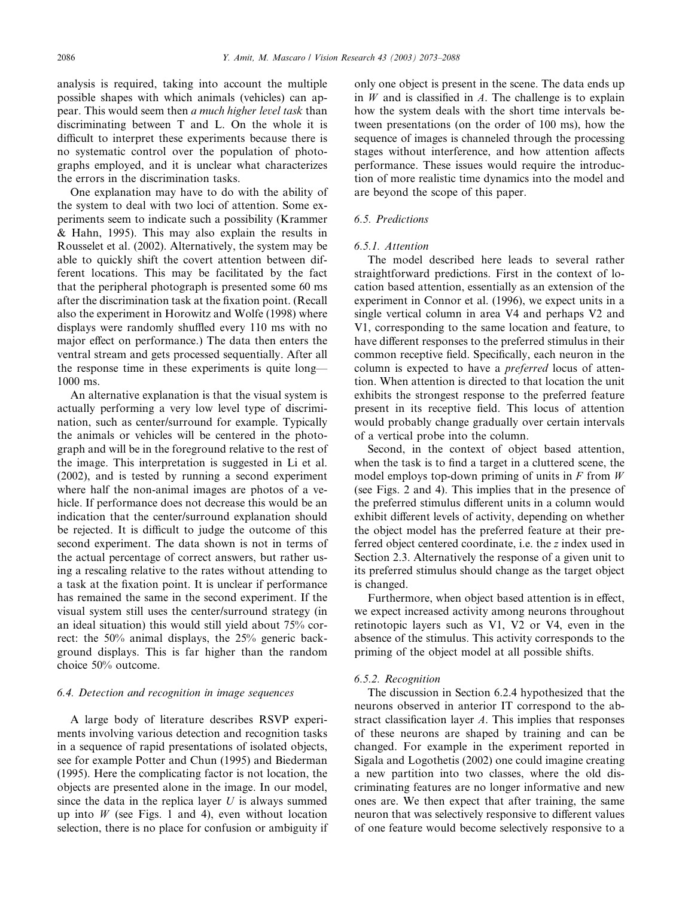analysis is required, taking into account the multiple possible shapes with which animals (vehicles) can appear. This would seem then *a much higher level task* than discriminating between T and L. On the whole it is difficult to interpret these experiments because there is no systematic control over the population of photographs employed, and it is unclear what characterizes the errors in the discrimination tasks.

One explanation may have to do with the ability of the system to deal with two loci of attention. Some experiments seem to indicate such a possibility (Krammer & Hahn, 1995). This may also explain the results in Rousselet et al. (2002). Alternatively, the system may be able to quickly shift the covert attention between different locations. This may be facilitated by the fact that the peripheral photograph is presented some 60 ms after the discrimination task at the fixation point. (Recall also the experiment in Horowitz and Wolfe (1998) where displays were randomly shuffled every 110 ms with no major effect on performance.) The data then enters the ventral stream and gets processed sequentially. After all the response time in these experiments is quite long—1000 ms.

An alternative explanation is that the visual system is actually performing a very low level type of discrimination, such as center/surround for example. Typically the animals or vehicles will be centered in the photograph and will be in the foreground relative to the rest of the image. This interpretation is suggested in Li et al. (2002), and is tested by running a second experiment where half the non-animal images are photos of a vehicle. If performance does not decrease this would be an indication that the center/surround explanation should be rejected. It is difficult to judge the outcome of this second experiment. The data shown is not in terms of the actual percentage of correct answers, but rather using a rescaling relative to the rates without attending to a task at the fixation point. It is unclear if performance has remained the same in the second experiment. If the visual system still uses the center/surround strategy (in an ideal situation) this would still yield about 75% correct: the 50% animal displays, the 25% generic background displays. This is far higher than the random choice 50% outcome.

### 6.4. Detection and recognition in image sequences

A large body of literature describes RSVP experiments involving various detection and recognition tasks in a sequence of rapid presentations of isolated objects, see for example Potter and Chun (1995) and Biederman (1995). Here the complicating factor is not location, the objects are presented alone in the image. In our model, since the data in the replica layer $U$ is always summed up into $W$ (see Figs. 1 and 4), even without location selection, there is no place for confusion or ambiguity if only one object is present in the scene. The data ends up in $W$ and is classified in $A$. The challenge is to explain how the system deals with the short time intervals between presentations (on the order of 100 ms), how the sequence of images is channeled through the processing stages without interference, and how attention affects performance. These issues would require the introduction of more realistic time dynamics into the model and are beyond the scope of this paper.

### 6.5. Predictions

#### 6.5.1. Attention

The model described here leads to several rather straightforward predictions. First in the context of location based attention, essentially as an extension of the experiment in Connor et al. (1996), we expect units in a single vertical column in area V4 and perhaps V2 and V1, corresponding to the same location and feature, to have different responses to the preferred stimulus in their common receptive field. Specifically, each neuron in the column is expected to have a *preferred* locus of attention. When attention is directed to that location the unit exhibits the strongest response to the preferred feature present in its receptive field. This locus of attention would probably change gradually over certain intervals of a vertical probe into the column.

Second, in the context of object based attention, when the task is to find a target in a cluttered scene, the model employs top-down priming of units in $F$ from $W$ (see Figs. 2 and 4). This implies that in the presence of the preferred stimulus different units in a column would exhibit different levels of activity, depending on whether the object model has the preferred feature at their preferred object centered coordinate, i.e. the $z$ index used in Section 2.3. Alternatively the response of a given unit to its preferred stimulus should change as the target object is changed.

Furthermore, when object based attention is in effect, we expect increased activity among neurons throughout retinotopic layers such as V1, V2 or V4, even in the absence of the stimulus. This activity corresponds to the priming of the object model at all possible shifts.

#### 6.5.2. Recognition

The discussion in Section 6.2.4 hypothesized that the neurons observed in anterior IT correspond to the abstract classification layer $A$. This implies that responses of these neurons are shaped by training and can be changed. For example in the experiment reported in Sigala and Logothetis (2002) one could imagine creating a new partition into two classes, where the old discriminating features are no longer informative and new ones are. We then expect that after training, the same neuron that was selectively responsive to different values of one feature would become selectively responsive to a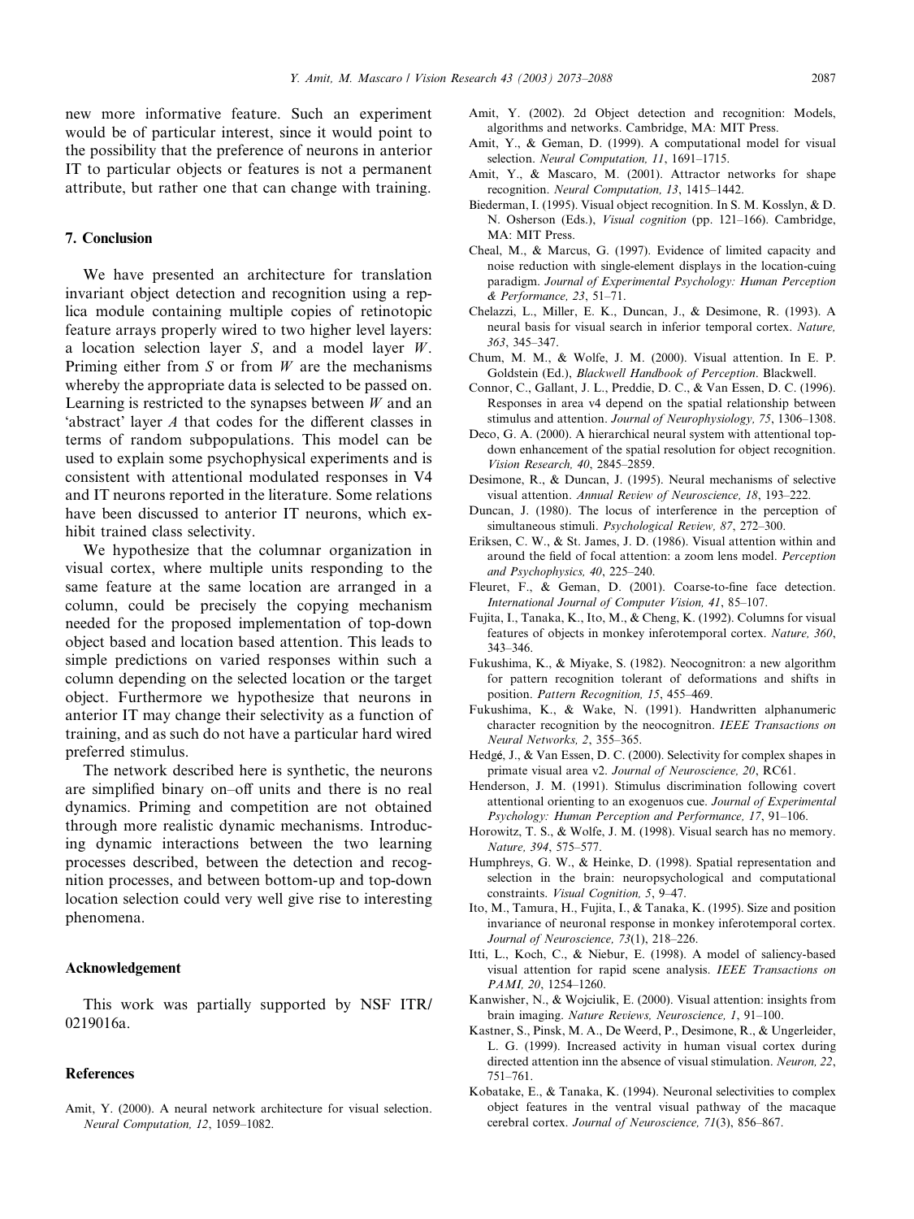new more informative feature. Such an experiment would be of particular interest, since it would point to the possibility that the preference of neurons in anterior IT to particular objects or features is not a permanent attribute, but rather one that can change with training.

## 7. Conclusion

We have presented an architecture for translation invariant object detection and recognition using a replica module containing multiple copies of retinotopic feature arrays properly wired to two higher level layers: a location selection layer $S$, and a model layer $W$. Priming either from $S$ or from $W$ are the mechanisms whereby the appropriate data is selected to be passed on. Learning is restricted to the synapses between $W$ and an 'abstract' layer $A$ that codes for the different classes in terms of random subpopulations. This model can be used to explain some psychophysical experiments and is consistent with attentional modulated responses in V4 and IT neurons reported in the literature. Some relations have been discussed to anterior IT neurons, which exhibit trained class selectivity.

We hypothesize that the columnar organization in visual cortex, where multiple units responding to the same feature at the same location are arranged in a column, could be precisely the copying mechanism needed for the proposed implementation of top-down object based and location based attention. This leads to simple predictions on varied responses within such a column depending on the selected location or the target object. Furthermore we hypothesize that neurons in anterior IT may change their selectivity as a function of training, and as such do not have a particular hard wired preferred stimulus.

The network described here is synthetic, the neurons are simplified binary on–off units and there is no real dynamics. Priming and competition are not obtained through more realistic dynamic mechanisms. Introducing dynamic interactions between the two learning processes described, between the detection and recognition processes, and between bottom-up and top-down location selection could very well give rise to interesting phenomena.

## Acknowledgement

This work was partially supported by NSF ITR/0219016a.

## References

Amit, Y. (2000). A neural network architecture for visual selection. *Neural Computation, 12*, 1059–1082.

Amit, Y. (2002). 2d Object detection and recognition: Models, algorithms and networks. Cambridge, MA: MIT Press.

Amit, Y., & Geman, D. (1999). A computational model for visual selection. *Neural Computation, 11*, 1691–1715.

Amit, Y., & Mascaro, M. (2001). Attractor networks for shape recognition. *Neural Computation, 13*, 1415–1442.

Biederman, I. (1995). Visual object recognition. In S. M. Kosslyn, & D. N. Osherson (Eds.), *Visual cognition* (pp. 121–166). Cambridge, MA: MIT Press.

Cheal, M., & Marcus, G. (1997). Evidence of limited capacity and noise reduction with single-element displays in the location-cuing paradigm. *Journal of Experimental Psychology: Human Perception & Performance, 23*, 51–71.

Chelazzi, L., Miller, E. K., Duncan, J., & Desimone, R. (1993). A neural basis for visual search in inferior temporal cortex. *Nature, 363*, 345–347.

Chum, M. M., & Wolfe, J. M. (2000). Visual attention. In E. P. Goldstein (Ed.), *Blackwell Handbook of Perception*. Blackwell.

Connor, C., Gallant, J. L., Preddie, D. C., & Van Essen, D. C. (1996). Responses in area v4 depend on the spatial relationship between stimulus and attention. *Journal of Neurophysiology, 75*, 1306–1308.

Deco, G. A. (2000). A hierarchical neural system with attentional top-down enhancement of the spatial resolution for object recognition. *Vision Research, 40*, 2845–2859.

Desimone, R., & Duncan, J. (1995). Neural mechanisms of selective visual attention. *Annual Review of Neuroscience, 18*, 193–222.

Duncan, J. (1980). The locus of interference in the perception of simultaneous stimuli. *Psychological Review, 87*, 272–300.

Eriksen, C. W., & St. James, J. D. (1986). Visual attention within and around the field of focal attention: a zoom lens model. *Perception and Psychophysics, 40*, 225–240.

Fleuret, F., & Geman, D. (2001). Coarse-to-fine face detection. *International Journal of Computer Vision, 41*, 85–107.

Fujita, I., Tanaka, K., Ito, M., & Cheng, K. (1992). Columns for visual features of objects in monkey inferotemporal cortex. *Nature, 360*, 343–346.

Fukushima, K., & Miyake, S. (1982). Neocognitron: a new algorithm for pattern recognition tolerant of deformations and shifts in position. *Pattern Recognition, 15*, 455–469.

Fukushima, K., & Wake, N. (1991). Handwritten alphanumeric character recognition by the neocognitron. *IEEE Transactions on Neural Networks, 2*, 355–365.

Hedgé, J., & Van Essen, D. C. (2000). Selectivity for complex shapes in primate visual area v2. *Journal of Neuroscience, 20*, RC61.

Henderson, J. M. (1991). Stimulus discrimination following covert attentional orienting to an exogenuos cue. *Journal of Experimental Psychology: Human Perception and Performance, 17*, 91–106.

Horowitz, T. S., & Wolfe, J. M. (1998). Visual search has no memory. *Nature, 394*, 575–577.

Humphreys, G. W., & Heinke, D. (1998). Spatial representation and selection in the brain: neuropsychological and computational constraints. *Visual Cognition, 5*, 9–47.

Ito, M., Tamura, H., Fujita, I., & Tanaka, K. (1995). Size and position invariance of neuronal response in monkey inferotemporal cortex. *Journal of Neuroscience, 73*(1), 218–226.

Itti, L., Koch, C., & Niebur, E. (1998). A model of saliency-based visual attention for rapid scene analysis. *IEEE Transactions on PAMI, 20*, 1254–1260.

Kanwisher, N., & Wojciulik, E. (2000). Visual attention: insights from brain imaging. *Nature Reviews, Neuroscience, 1*, 91–100.

Kastner, S., Pinsk, M. A., De Weerd, P., Desimone, R., & Ungerleider, L. G. (1999). Increased activity in human visual cortex during directed attention inn the absence of visual stimulation. *Neuron, 22*, 751–761.

Kobatake, E., & Tanaka, K. (1994). Neuronal selectivities to complex object features in the ventral visual pathway of the macaque cerebral cortex. *Journal of Neuroscience, 71*(3), 856–867.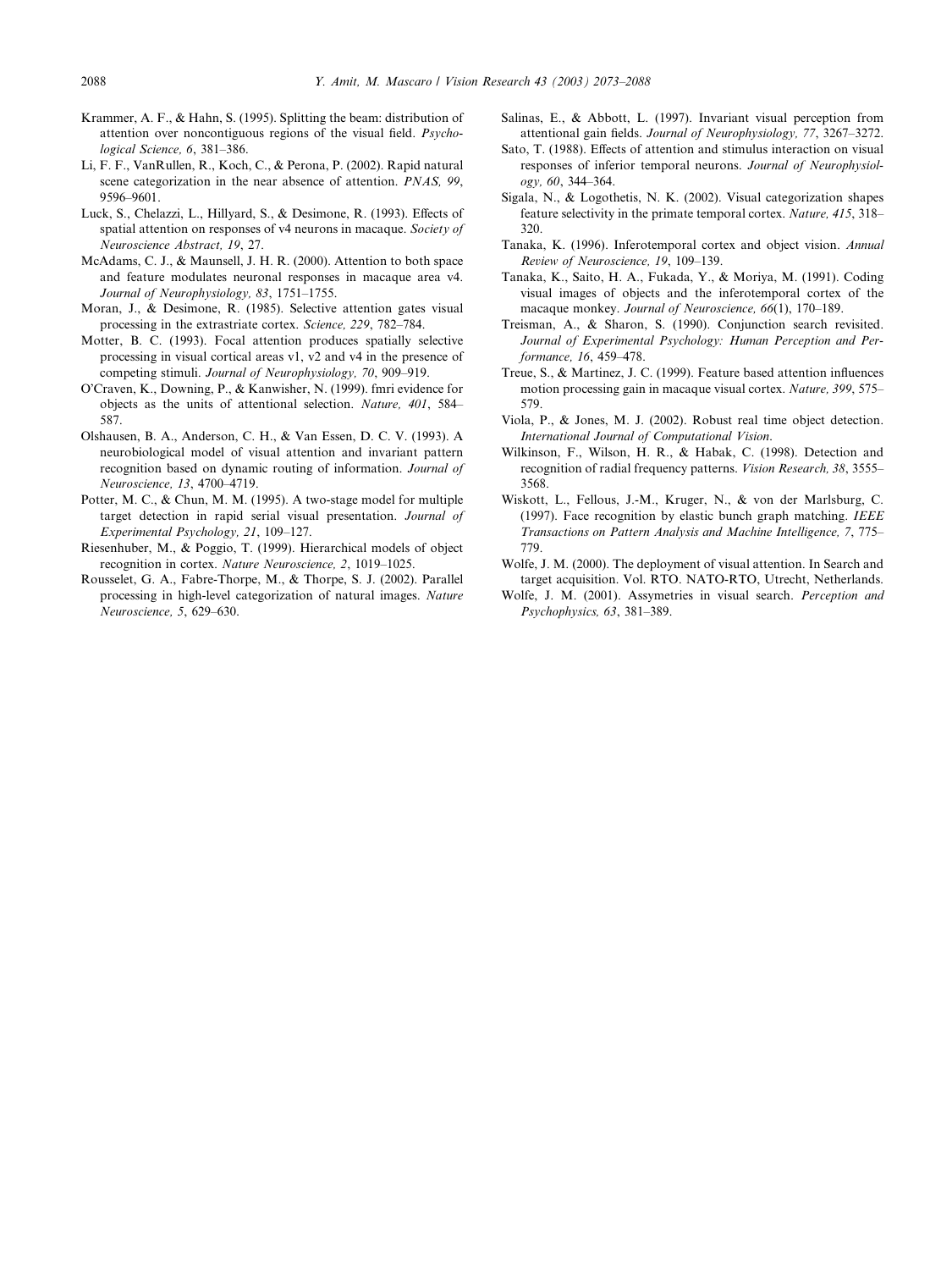Krammer, A. F., & Hahn, S. (1995). Splitting the beam: distribution of attention over noncontiguous regions of the visual field. *Psychological Science, 6*, 381–386.

Li, F. F., VanRullen, R., Koch, C., & Perona, P. (2002). Rapid natural scene categorization in the near absence of attention. *PNAS, 99*, 9596–9601.

Luck, S., Chelazzi, L., Hillyard, S., & Desimone, R. (1993). Effects of spatial attention on responses of v4 neurons in macaque. *Society of Neuroscience Abstract, 19*, 27.

McAdams, C. J., & Maunsell, J. H. R. (2000). Attention to both space and feature modulates neuronal responses in macaque area v4. *Journal of Neurophysiology, 83*, 1751–1755.

Moran, J., & Desimone, R. (1985). Selective attention gates visual processing in the extrastriate cortex. *Science, 229*, 782–784.

Motter, B. C. (1993). Focal attention produces spatially selective processing in visual cortical areas v1, v2 and v4 in the presence of competing stimuli. *Journal of Neurophysiology, 70*, 909–919.

O'Craven, K., Downing, P., & Kanwisher, N. (1999). fmri evidence for objects as the units of attentional selection. *Nature, 401*, 584–587.

Olshausen, B. A., Anderson, C. H., & Van Essen, D. C. V. (1993). A neurobiological model of visual attention and invariant pattern recognition based on dynamic routing of information. *Journal of Neuroscience, 13*, 4700–4719.

Potter, M. C., & Chun, M. M. (1995). A two-stage model for multiple target detection in rapid serial visual presentation. *Journal of Experimental Psychology, 21*, 109–127.

Riesenhuber, M., & Poggio, T. (1999). Hierarchical models of object recognition in cortex. *Nature Neuroscience, 2*, 1019–1025.

Rousselet, G. A., Fabre-Thorpe, M., & Thorpe, S. J. (2002). Parallel processing in high-level categorization of natural images. *Nature Neuroscience, 5*, 629–630.

Salinas, E., & Abbott, L. (1997). Invariant visual perception from attentional gain fields. *Journal of Neurophysiology, 77*, 3267–3272.

Sato, T. (1988). Effects of attention and stimulus interaction on visual responses of inferior temporal neurons. *Journal of Neurophysiology, 60*, 344–364.

Sigala, N., & Logothetis, N. K. (2002). Visual categorization shapes feature selectivity in the primate temporal cortex. *Nature, 415*, 318–320.

Tanaka, K. (1996). Inferotemporal cortex and object vision. *Annual Review of Neuroscience, 19*, 109–139.

Tanaka, K., Saito, H. A., Fukada, Y., & Moriya, M. (1991). Coding visual images of objects and the inferotemporal cortex of the macaque monkey. *Journal of Neuroscience, 66*(1), 170–189.

Treisman, A., & Sharon, S. (1990). Conjunction search revisited. *Journal of Experimental Psychology: Human Perception and Performance, 16*, 459–478.

Treue, S., & Martinez, J. C. (1999). Feature based attention influences motion processing gain in macaque visual cortex. *Nature, 399*, 575–579.

Viola, P., & Jones, M. J. (2002). Robust real time object detection. *International Journal of Computational Vision*.

Wilkinson, F., Wilson, H. R., & Habak, C. (1998). Detection and recognition of radial frequency patterns. *Vision Research, 38*, 3555–3568.

Wiskott, L., Fellous, J.-M., Kruger, N., & von der Marlsburg, C. (1997). Face recognition by elastic bunch graph matching. *IEEE Transactions on Pattern Analysis and Machine Intelligence, 7*, 775–779.

Wolfe, J. M. (2000). The deployment of visual attention. In Search and target acquisition. Vol. RTO. NATO-RTO, Utrecht, Netherlands.

Wolfe, J. M. (2001). Assymetries in visual search. *Perception and Psychophysics, 63*, 381–389.